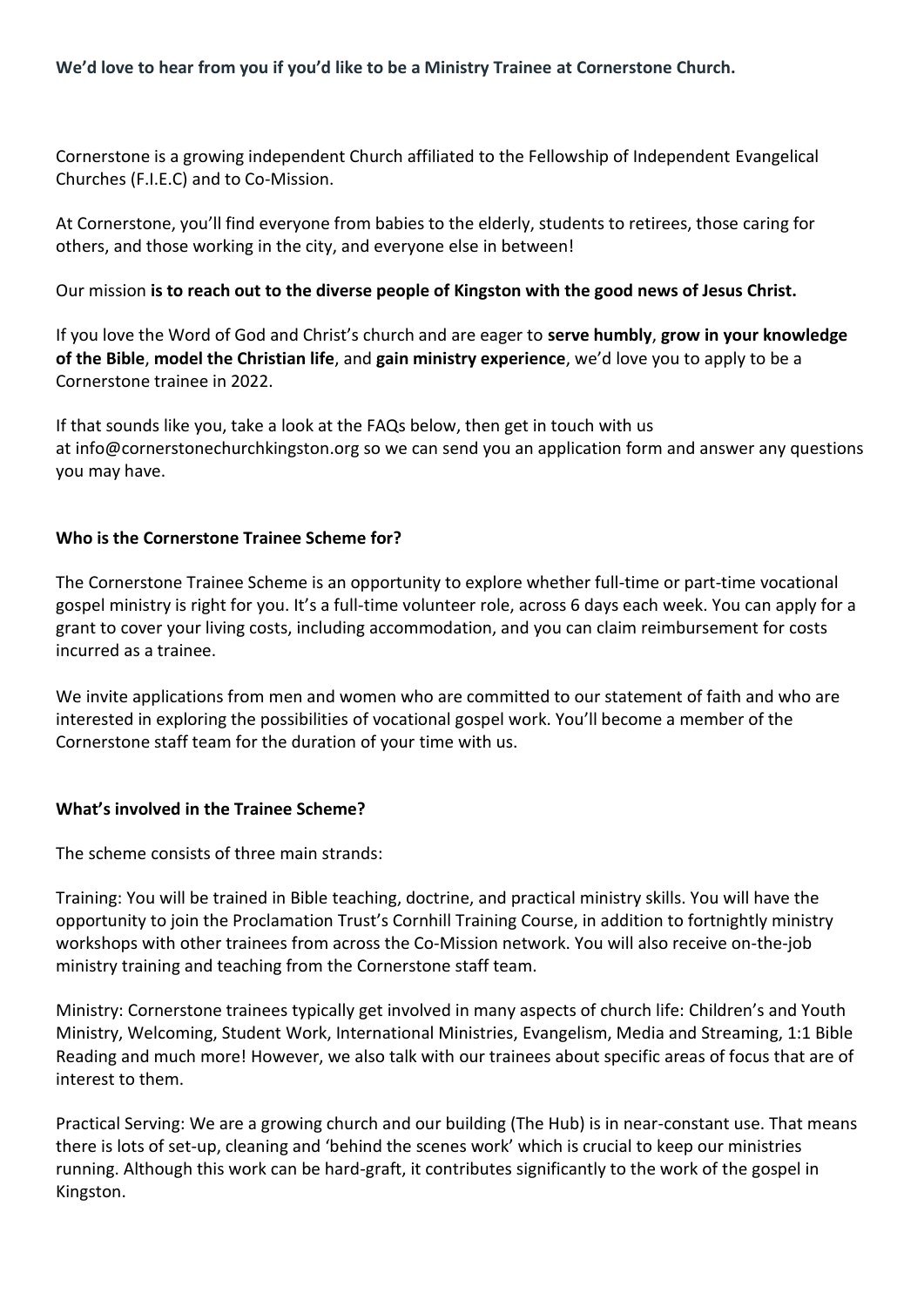**We'd love to hear from you if you'd like to be a Ministry Trainee at Cornerstone Church.**

Cornerstone is a growing independent Church affiliated to the Fellowship of Independent Evangelical Churches (F.I.E.C) and to Co-Mission.

At Cornerstone, you'll find everyone from babies to the elderly, students to retirees, those caring for others, and those working in the city, and everyone else in between!

Our mission **is to reach out to the diverse people of Kingston with the good news of Jesus Christ.**

If you love the Word of God and Christ's church and are eager to **serve humbly**, **grow in your knowledge of the Bible**, **model the Christian life**, and **gain ministry experience**, we'd love you to apply to be a Cornerstone trainee in 2022.

If that sounds like you, take a look at the FAQs below, then get in touch with us at info@cornerstonechurchkingston.org so we can send you an application form and answer any questions you may have.

**Who is the Cornerstone Trainee Scheme for?**

The Cornerstone Trainee Scheme is an opportunity to explore whether full-time or part-time vocational gospel ministry is right for you. It's a full-time volunteer role, across 6 days each week. You can apply for a grant to cover your living costs, including accommodation, and you can claim reimbursement for costs incurred as a trainee.

We invite applications from men and women who are committed to our statement of faith and who are interested in exploring the possibilities of vocational gospel work. You'll become a member of the Cornerstone staff team for the duration of your time with us.

**What's involved in the Trainee Scheme?**

The scheme consists of three main strands:

Training: You will be trained in Bible teaching, doctrine, and practical ministry skills. You will have the opportunity to join the Proclamation Trust's Cornhill Training Course, in addition to fortnightly ministry workshops with other trainees from across the Co-Mission network. You will also receive on-the-job ministry training and teaching from the Cornerstone staff team.

Ministry: Cornerstone trainees typically get involved in many aspects of church life: Children's and Youth Ministry, Welcoming, Student Work, International Ministries, Evangelism, Media and Streaming, 1:1 Bible Reading and much more! However, we also talk with our trainees about specific areas of focus that are of interest to them.

Practical Serving: We are a growing church and our building (The Hub) is in near-constant use. That means there is lots of set-up, cleaning and 'behind the scenes work' which is crucial to keep our ministries running. Although this work can be hard-graft, it contributes significantly to the work of the gospel in Kingston.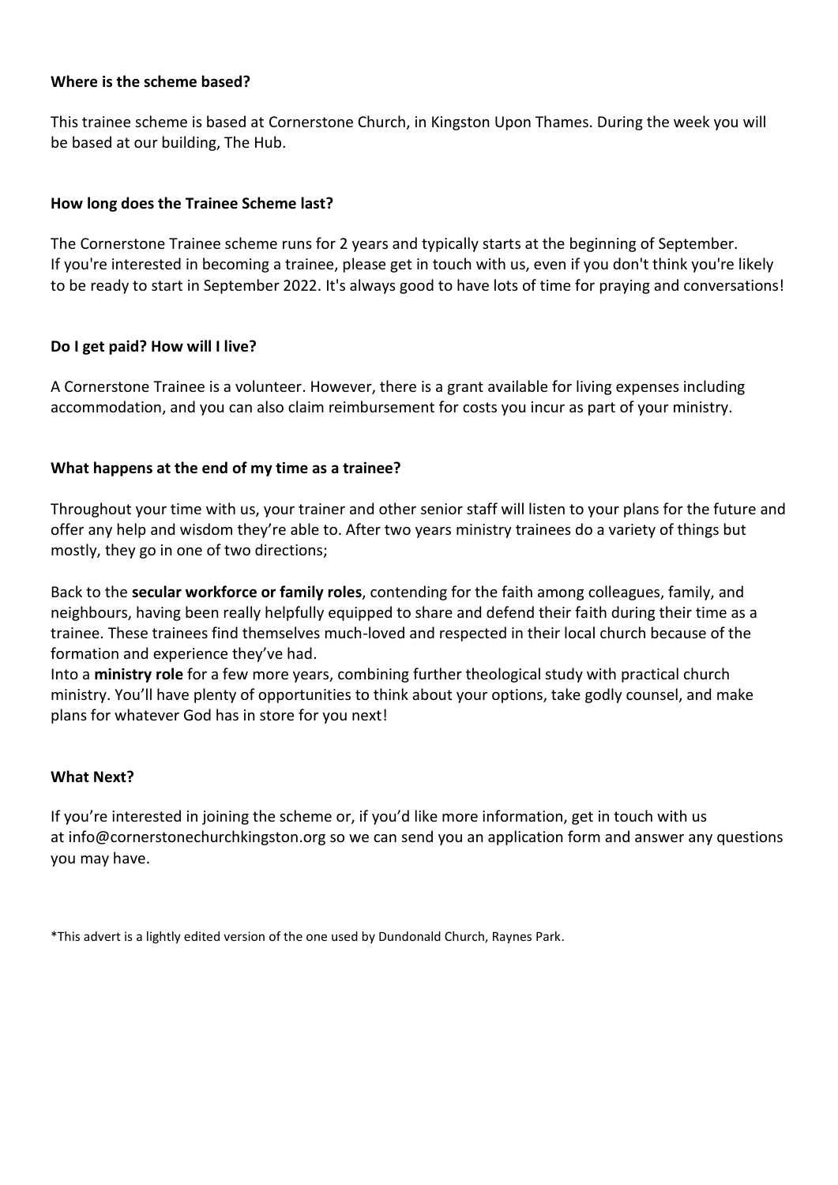**Where is the scheme based?**

This trainee scheme is based at Cornerstone Church, in Kingston Upon Thames. During the week you will be based at our building, The Hub.

**How long does the Trainee Scheme last?**

The Cornerstone Trainee scheme runs for 2 years and typically starts at the beginning of September. If you're interested in becoming a trainee, please get in touch with us, even if you don't think you're likely to be ready to start in September 2022. It's always good to have lots of time for praying and conversations!

**Do I get paid? How will I live?**

A Cornerstone Trainee is a volunteer. However, there is a grant available for living expenses including accommodation, and you can also claim reimbursement for costs you incur as part of your ministry.

**What happens at the end of my time as a trainee?**

Throughout your time with us, your trainer and other senior staff will listen to your plans for the future and offer any help and wisdom they're able to. After two years ministry trainees do a variety of things but mostly, they go in one of two directions;

Back to the **secular workforce or family roles**, contending for the faith among colleagues, family, and neighbours, having been really helpfully equipped to share and defend their faith during their time as a trainee. These trainees find themselves much-loved and respected in their local church because of the formation and experience they've had.

Into a **ministry role** for a few more years, combining further theological study with practical church ministry. You'll have plenty of opportunities to think about your options, take godly counsel, and make plans for whatever God has in store for you next!

**What Next?**

If you're interested in joining the scheme or, if you'd like more information, get in touch with us at info@cornerstonechurchkingston.org so we can send you an application form and answer any questions you may have.

*This advert is a lightly edited version of the one used by Dundonald Church, Raynes Park.